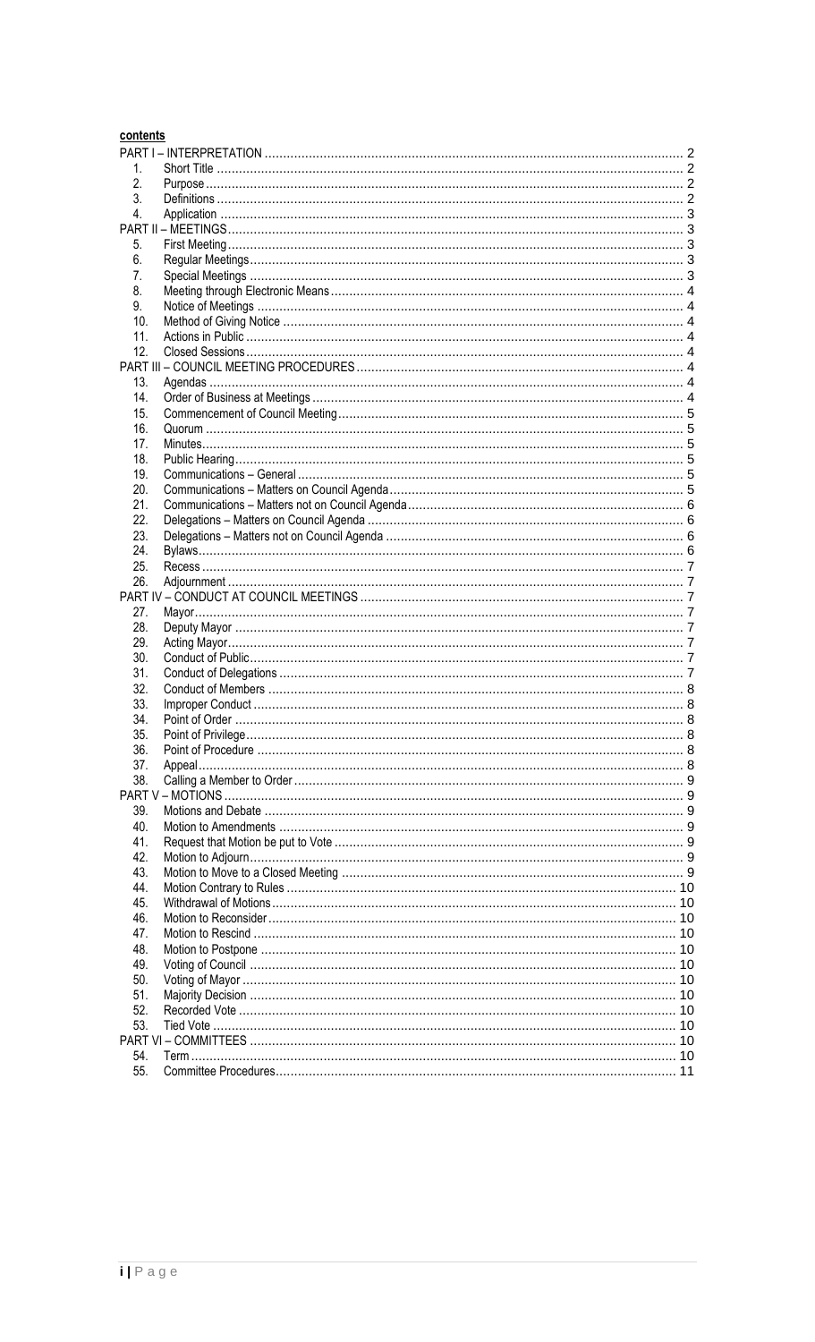**contents**

| | | |
|---|---|---|
| PART I – INTERPRETATION | | 2 |
| 1. | Short Title | 2 |
| 2. | Purpose | 2 |
| 3. | Definitions | 2 |
| 4. | Application | 3 |
| PART II – MEETINGS | | 3 |
| 5. | First Meeting | 3 |
| 6. | Regular Meetings | 3 |
| 7. | Special Meetings | 3 |
| 8. | Meeting through Electronic Means | 4 |
| 9. | Notice of Meetings | 4 |
| 10. | Method of Giving Notice | 4 |
| 11. | Actions in Public | 4 |
| 12. | Closed Sessions | 4 |
| PART III – COUNCIL MEETING PROCEDURES | | 4 |
| 13. | Agendas | 4 |
| 14. | Order of Business at Meetings | 4 |
| 15. | Commencement of Council Meeting | 5 |
| 16. | Quorum | 5 |
| 17. | Minutes | 5 |
| 18. | Public Hearing | 5 |
| 19. | Communications – General | 5 |
| 20. | Communications – Matters on Council Agenda | 5 |
| 21. | Communications – Matters not on Council Agenda | 6 |
| 22. | Delegations – Matters on Council Agenda | 6 |
| 23. | Delegations – Matters not on Council Agenda | 6 |
| 24. | Bylaws | 6 |
| 25. | Recess | 7 |
| 26. | Adjournment | 7 |
| PART IV – CONDUCT AT COUNCIL MEETINGS | | 7 |
| 27. | Mayor | 7 |
| 28. | Deputy Mayor | 7 |
| 29. | Acting Mayor | 7 |
| 30. | Conduct of Public | 7 |
| 31. | Conduct of Delegations | 7 |
| 32. | Conduct of Members | 8 |
| 33. | Improper Conduct | 8 |
| 34. | Point of Order | 8 |
| 35. | Point of Privilege | 8 |
| 36. | Point of Procedure | 8 |
| 37. | Appeal | 8 |
| 38. | Calling a Member to Order | 9 |
| PART V – MOTIONS | | 9 |
| 39. | Motions and Debate | 9 |
| 40. | Motion to Amendments | 9 |
| 41. | Request that Motion be put to Vote | 9 |
| 42. | Motion to Adjourn | 9 |
| 43. | Motion to Move to a Closed Meeting | 9 |
| 44. | Motion Contrary to Rules | 10 |
| 45. | Withdrawal of Motions | 10 |
| 46. | Motion to Reconsider | 10 |
| 47. | Motion to Rescind | 10 |
| 48. | Motion to Postpone | 10 |
| 49. | Voting of Council | 10 |
| 50. | Voting of Mayor | 10 |
| 51. | Majority Decision | 10 |
| 52. | Recorded Vote | 10 |
| 53. | Tied Vote | 10 |
| PART VI – COMMITTEES | | 10 |
| 54. | Term | 10 |
| 55. | Committee Procedures | 11 |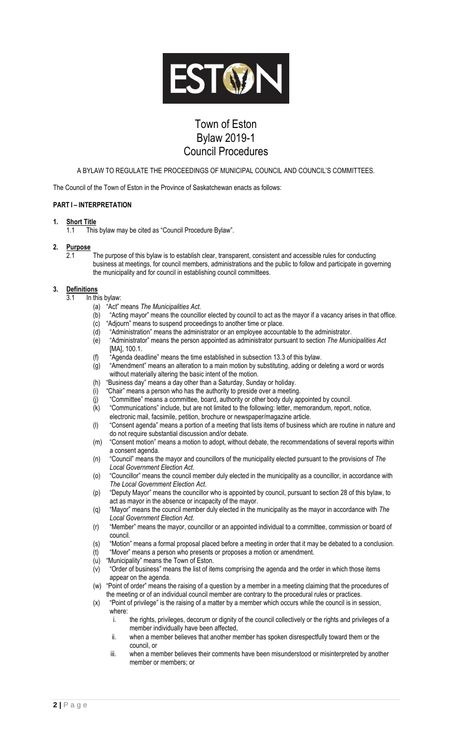# Town of Eston
## Bylaw 2019-1
## Council Procedures

A BYLAW TO REGULATE THE PROCEEDINGS OF MUNICIPAL COUNCIL AND COUNCIL'S COMMITTEES.

The Council of the Town of Eston in the Province of Saskatchewan enacts as follows:

**PART I – INTERPRETATION**

**1. Short Title**

1.1 This bylaw may be cited as "Council Procedure Bylaw".

**2. Purpose**

2.1 The purpose of this bylaw is to establish clear, transparent, consistent and accessible rules for conducting business at meetings, for council members, administrations and the public to follow and participate in governing the municipality and for council in establishing council committees.

**3. Definitions**

3.1 In this bylaw:

(a) "Act" means *The Municipalities Act.*

(b) "Acting mayor" means the councillor elected by council to act as the mayor if a vacancy arises in that office.

(c) "Adjourn" means to suspend proceedings to another time or place.

(d) "Administration" means the administrator or an employee accountable to the administrator.

(e) "Administrator" means the person appointed as administrator pursuant to section *The Municipalities Act* [MA], 100.1.

(f) "Agenda deadline" means the time established in subsection 13.3 of this bylaw.

(g) "Amendment" means an alteration to a main motion by substituting, adding or deleting a word or words without materially altering the basic intent of the motion.

(h) "Business day" means a day other than a Saturday, Sunday or holiday.

(i) "Chair" means a person who has the authority to preside over a meeting.

(j) "Committee" means a committee, board, authority or other body duly appointed by council.

(k) "Communications" include, but are not limited to the following: letter, memorandum, report, notice, electronic mail, facsimile, petition, brochure or newspaper/magazine article.

(l) "Consent agenda" means a portion of a meeting that lists items of business which are routine in nature and do not require substantial discussion and/or debate.

(m) "Consent motion" means a motion to adopt, without debate, the recommendations of several reports within a consent agenda.

(n) "Council" means the mayor and councillors of the municipality elected pursuant to the provisions of *The Local Government Election Act*.

(o) "Councillor" means the council member duly elected in the municipality as a councillor, in accordance with *The Local Government Election Act*.

(p) "Deputy Mayor" means the councillor who is appointed by council, pursuant to section 28 of this bylaw, to act as mayor in the absence or incapacity of the mayor.

(q) "Mayor" means the council member duly elected in the municipality as the mayor in accordance with *The Local Government Election Act*.

(r) "Member" means the mayor, councillor or an appointed individual to a committee, commission or board of council.

(s) "Motion" means a formal proposal placed before a meeting in order that it may be debated to a conclusion.

(t) "Mover" means a person who presents or proposes a motion or amendment.

(u) "Municipality" means the Town of Eston.

(v) "Order of business" means the list of items comprising the agenda and the order in which those items appear on the agenda.

(w) "Point of order" means the raising of a question by a member in a meeting claiming that the procedures of the meeting or of an individual council member are contrary to the procedural rules or practices.

(x) "Point of privilege" is the raising of a matter by a member which occurs while the council is in session, where:

i. the rights, privileges, decorum or dignity of the council collectively or the rights and privileges of a member individually have been affected,

ii. when a member believes that another member has spoken disrespectfully toward them or the council, or

iii. when a member believes their comments have been misunderstood or misinterpreted by another member or members; or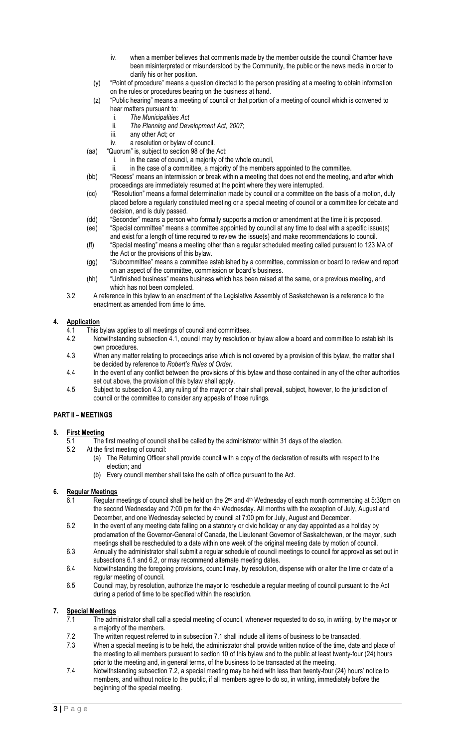iv. when a member believes that comments made by the member outside the council Chamber have been misinterpreted or misunderstood by the Community, the public or the news media in order to clarify his or her position.

(y) "Point of procedure" means a question directed to the person presiding at a meeting to obtain information on the rules or procedures bearing on the business at hand.

(z) "Public hearing" means a meeting of council or that portion of a meeting of council which is convened to hear matters pursuant to:
   i. *The Municipalities Act*
   ii. *The Planning and Development Act, 2007*;
   iii. any other Act; or
   iv. a resolution or bylaw of council.

(aa) "Quorum" is, subject to section 98 of the Act:
   i. in the case of council, a majority of the whole council,
   ii. in the case of a committee, a majority of the members appointed to the committee.

(bb) "Recess" means an intermission or break within a meeting that does not end the meeting, and after which proceedings are immediately resumed at the point where they were interrupted.

(cc) "Resolution" means a formal determination made by council or a committee on the basis of a motion, duly placed before a regularly constituted meeting or a special meeting of council or a committee for debate and decision, and is duly passed.

(dd) "Seconder" means a person who formally supports a motion or amendment at the time it is proposed.

(ee) "Special committee" means a committee appointed by council at any time to deal with a specific issue(s) and exist for a length of time required to review the issue(s) and make recommendations to council.

(ff) "Special meeting" means a meeting other than a regular scheduled meeting called pursuant to 123 MA of the Act or the provisions of this bylaw.

(gg) "Subcommittee" means a committee established by a committee, commission or board to review and report on an aspect of the committee, commission or board's business.

(hh) "Unfinished business" means business which has been raised at the same, or a previous meeting, and which has not been completed.

3.2 A reference in this bylaw to an enactment of the Legislative Assembly of Saskatchewan is a reference to the enactment as amended from time to time.

## 4. Application

4.1 This bylaw applies to all meetings of council and committees.

4.2 Notwithstanding subsection 4.1, council may by resolution or bylaw allow a board and committee to establish its own procedures.

4.3 When any matter relating to proceedings arise which is not covered by a provision of this bylaw, the matter shall be decided by reference to *Robert's Rules of Order*.

4.4 In the event of any conflict between the provisions of this bylaw and those contained in any of the other authorities set out above, the provision of this bylaw shall apply.

4.5 Subject to subsection 4.3, any ruling of the mayor or chair shall prevail, subject, however, to the jurisdiction of council or the committee to consider any appeals of those rulings.

## PART II – MEETINGS

## 5. First Meeting

5.1 The first meeting of council shall be called by the administrator within 31 days of the election.

5.2 At the first meeting of council:
   (a) The Returning Officer shall provide council with a copy of the declaration of results with respect to the election; and
   (b) Every council member shall take the oath of office pursuant to the Act.

## 6. Regular Meetings

6.1 Regular meetings of council shall be held on the 2nd and 4th Wednesday of each month commencing at 5:30pm on the second Wednesday and 7:00 pm for the 4th Wednesday. All months with the exception of July, August and December, and one Wednesday selected by council at 7:00 pm for July, August and December.

6.2 In the event of any meeting date falling on a statutory or civic holiday or any day appointed as a holiday by proclamation of the Governor-General of Canada, the Lieutenant Governor of Saskatchewan, or the mayor, such meetings shall be rescheduled to a date within one week of the original meeting date by motion of council.

6.3 Annually the administrator shall submit a regular schedule of council meetings to council for approval as set out in subsections 6.1 and 6.2, or may recommend alternate meeting dates.

6.4 Notwithstanding the foregoing provisions, council may, by resolution, dispense with or alter the time or date of a regular meeting of council.

6.5 Council may, by resolution, authorize the mayor to reschedule a regular meeting of council pursuant to the Act during a period of time to be specified within the resolution.

## 7. Special Meetings

7.1 The administrator shall call a special meeting of council, whenever requested to do so, in writing, by the mayor or a majority of the members.

7.2 The written request referred to in subsection 7.1 shall include all items of business to be transacted.

7.3 When a special meeting is to be held, the administrator shall provide written notice of the time, date and place of the meeting to all members pursuant to section 10 of this bylaw and to the public at least twenty-four (24) hours prior to the meeting and, in general terms, of the business to be transacted at the meeting.

7.4 Notwithstanding subsection 7.2, a special meeting may be held with less than twenty-four (24) hours' notice to members, and without notice to the public, if all members agree to do so, in writing, immediately before the beginning of the special meeting.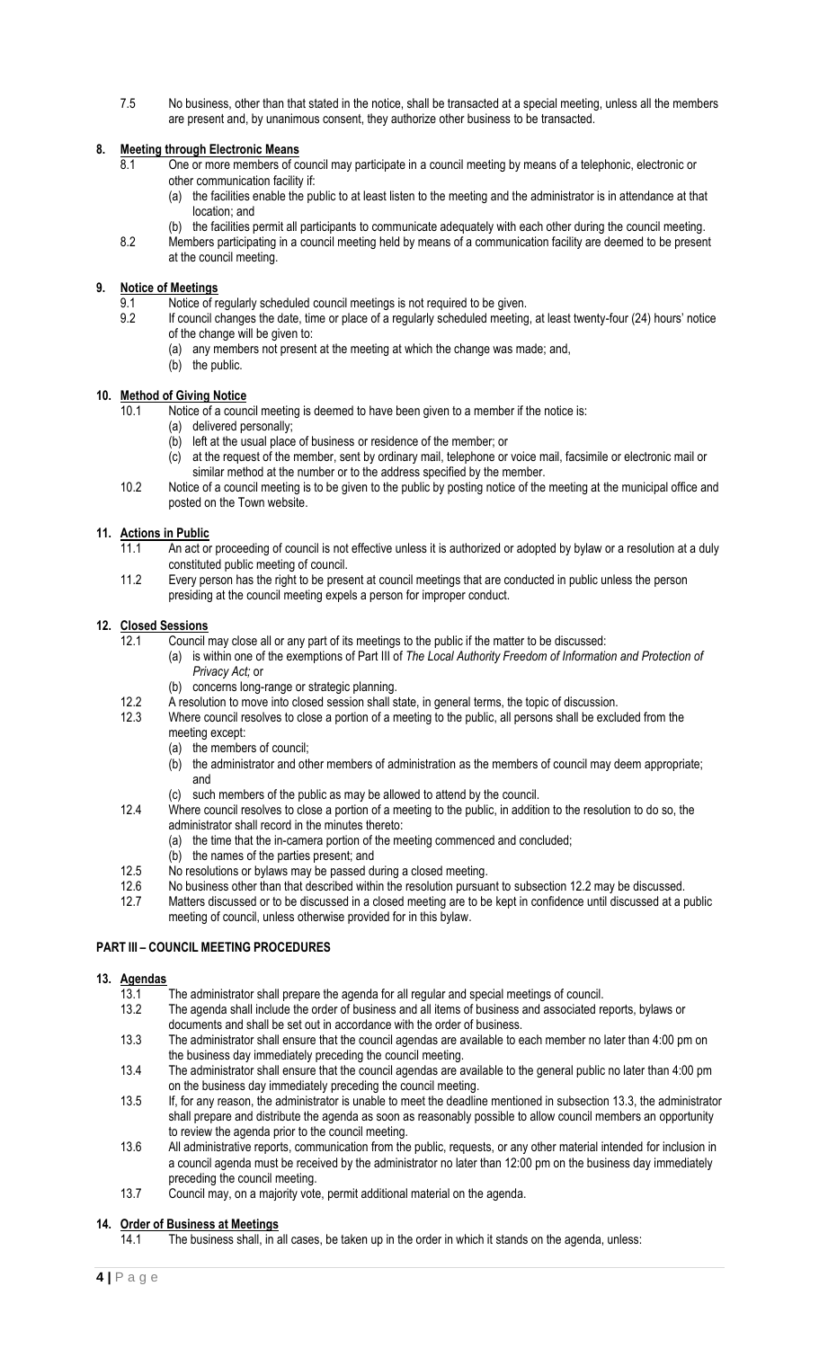7.5 No business, other than that stated in the notice, shall be transacted at a special meeting, unless all the members are present and, by unanimous consent, they authorize other business to be transacted.

## 8. Meeting through Electronic Means

8.1 One or more members of council may participate in a council meeting by means of a telephonic, electronic or other communication facility if:

(a) the facilities enable the public to at least listen to the meeting and the administrator is in attendance at that location; and

(b) the facilities permit all participants to communicate adequately with each other during the council meeting.

8.2 Members participating in a council meeting held by means of a communication facility are deemed to be present at the council meeting.

## 9. Notice of Meetings

9.1 Notice of regularly scheduled council meetings is not required to be given.

9.2 If council changes the date, time or place of a regularly scheduled meeting, at least twenty-four (24) hours' notice of the change will be given to:

(a) any members not present at the meeting at which the change was made; and,

(b) the public.

## 10. Method of Giving Notice

10.1 Notice of a council meeting is deemed to have been given to a member if the notice is:

(a) delivered personally;

(b) left at the usual place of business or residence of the member; or

(c) at the request of the member, sent by ordinary mail, telephone or voice mail, facsimile or electronic mail or similar method at the number or to the address specified by the member.

10.2 Notice of a council meeting is to be given to the public by posting notice of the meeting at the municipal office and posted on the Town website.

## 11. Actions in Public

11.1 An act or proceeding of council is not effective unless it is authorized or adopted by bylaw or a resolution at a duly constituted public meeting of council.

11.2 Every person has the right to be present at council meetings that are conducted in public unless the person presiding at the council meeting expels a person for improper conduct.

## 12. Closed Sessions

12.1 Council may close all or any part of its meetings to the public if the matter to be discussed:

(a) is within one of the exemptions of Part III of *The Local Authority Freedom of Information and Protection of Privacy Act;* or

(b) concerns long-range or strategic planning.

12.2 A resolution to move into closed session shall state, in general terms, the topic of discussion.

12.3 Where council resolves to close a portion of a meeting to the public, all persons shall be excluded from the meeting except:

(a) the members of council;

(b) the administrator and other members of administration as the members of council may deem appropriate; and

(c) such members of the public as may be allowed to attend by the council.

12.4 Where council resolves to close a portion of a meeting to the public, in addition to the resolution to do so, the administrator shall record in the minutes thereto:

(a) the time that the in-camera portion of the meeting commenced and concluded;

(b) the names of the parties present; and

12.5 No resolutions or bylaws may be passed during a closed meeting.

12.6 No business other than that described within the resolution pursuant to subsection 12.2 may be discussed.

12.7 Matters discussed or to be discussed in a closed meeting are to be kept in confidence until discussed at a public meeting of council, unless otherwise provided for in this bylaw.

# PART III – COUNCIL MEETING PROCEDURES

## 13. Agendas

13.1 The administrator shall prepare the agenda for all regular and special meetings of council.

13.2 The agenda shall include the order of business and all items of business and associated reports, bylaws or documents and shall be set out in accordance with the order of business.

13.3 The administrator shall ensure that the council agendas are available to each member no later than 4:00 pm on the business day immediately preceding the council meeting.

13.4 The administrator shall ensure that the council agendas are available to the general public no later than 4:00 pm on the business day immediately preceding the council meeting.

13.5 If, for any reason, the administrator is unable to meet the deadline mentioned in subsection 13.3, the administrator shall prepare and distribute the agenda as soon as reasonably possible to allow council members an opportunity to review the agenda prior to the council meeting.

13.6 All administrative reports, communication from the public, requests, or any other material intended for inclusion in a council agenda must be received by the administrator no later than 12:00 pm on the business day immediately preceding the council meeting.

13.7 Council may, on a majority vote, permit additional material on the agenda.

## 14. Order of Business at Meetings

14.1 The business shall, in all cases, be taken up in the order in which it stands on the agenda, unless: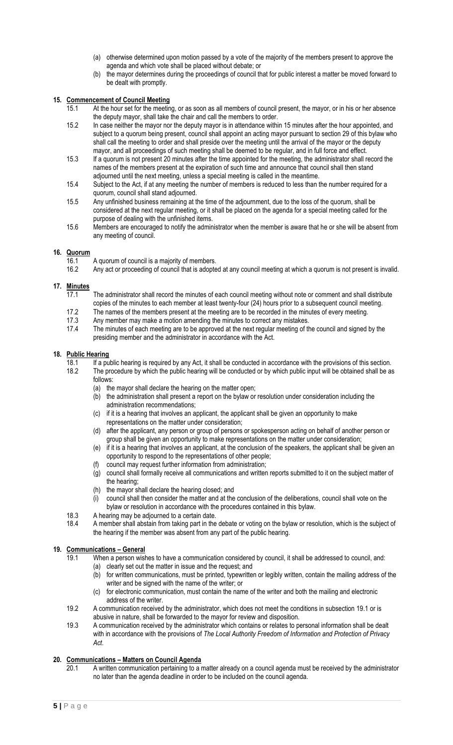(a) otherwise determined upon motion passed by a vote of the majority of the members present to approve the agenda and which vote shall be placed without debate; or
(b) the mayor determines during the proceedings of council that for public interest a matter be moved forward to be dealt with promptly.

## 15. Commencement of Council Meeting

15.1 At the hour set for the meeting, or as soon as all members of council present, the mayor, or in his or her absence the deputy mayor, shall take the chair and call the members to order.

15.2 In case neither the mayor nor the deputy mayor is in attendance within 15 minutes after the hour appointed, and subject to a quorum being present, council shall appoint an acting mayor pursuant to section 29 of this bylaw who shall call the meeting to order and shall preside over the meeting until the arrival of the mayor or the deputy mayor, and all proceedings of such meeting shall be deemed to be regular, and in full force and effect.

15.3 If a quorum is not present 20 minutes after the time appointed for the meeting, the administrator shall record the names of the members present at the expiration of such time and announce that council shall then stand adjourned until the next meeting, unless a special meeting is called in the meantime.

15.4 Subject to the Act, if at any meeting the number of members is reduced to less than the number required for a quorum, council shall stand adjourned.

15.5 Any unfinished business remaining at the time of the adjournment, due to the loss of the quorum, shall be considered at the next regular meeting, or it shall be placed on the agenda for a special meeting called for the purpose of dealing with the unfinished items.

15.6 Members are encouraged to notify the administrator when the member is aware that he or she will be absent from any meeting of council.

## 16. Quorum

16.1 A quorum of council is a majority of members.

16.2 Any act or proceeding of council that is adopted at any council meeting at which a quorum is not present is invalid.

## 17. Minutes

17.1 The administrator shall record the minutes of each council meeting without note or comment and shall distribute copies of the minutes to each member at least twenty-four (24) hours prior to a subsequent council meeting.

17.2 The names of the members present at the meeting are to be recorded in the minutes of every meeting.

17.3 Any member may make a motion amending the minutes to correct any mistakes.

17.4 The minutes of each meeting are to be approved at the next regular meeting of the council and signed by the presiding member and the administrator in accordance with the Act.

## 18. Public Hearing

18.1 If a public hearing is required by any Act, it shall be conducted in accordance with the provisions of this section.

18.2 The procedure by which the public hearing will be conducted or by which public input will be obtained shall be as follows:
(a) the mayor shall declare the hearing on the matter open;
(b) the administration shall present a report on the bylaw or resolution under consideration including the administration recommendations;
(c) if it is a hearing that involves an applicant, the applicant shall be given an opportunity to make representations on the matter under consideration;
(d) after the applicant, any person or group of persons or spokesperson acting on behalf of another person or group shall be given an opportunity to make representations on the matter under consideration;
(e) if it is a hearing that involves an applicant, at the conclusion of the speakers, the applicant shall be given an opportunity to respond to the representations of other people;
(f) council may request further information from administration;
(g) council shall formally receive all communications and written reports submitted to it on the subject matter of the hearing;
(h) the mayor shall declare the hearing closed; and
(i) council shall then consider the matter and at the conclusion of the deliberations, council shall vote on the bylaw or resolution in accordance with the procedures contained in this bylaw.

18.3 A hearing may be adjourned to a certain date.

18.4 A member shall abstain from taking part in the debate or voting on the bylaw or resolution, which is the subject of the hearing if the member was absent from any part of the public hearing.

## 19. Communications – General

19.1 When a person wishes to have a communication considered by council, it shall be addressed to council, and:
(a) clearly set out the matter in issue and the request; and
(b) for written communications, must be printed, typewritten or legibly written, contain the mailing address of the writer and be signed with the name of the writer; or
(c) for electronic communication, must contain the name of the writer and both the mailing and electronic address of the writer.

19.2 A communication received by the administrator, which does not meet the conditions in subsection 19.1 or is abusive in nature, shall be forwarded to the mayor for review and disposition.

19.3 A communication received by the administrator which contains or relates to personal information shall be dealt with in accordance with the provisions of *The Local Authority Freedom of Information and Protection of Privacy Act*.

## 20. Communications – Matters on Council Agenda

20.1 A written communication pertaining to a matter already on a council agenda must be received by the administrator no later than the agenda deadline in order to be included on the council agenda.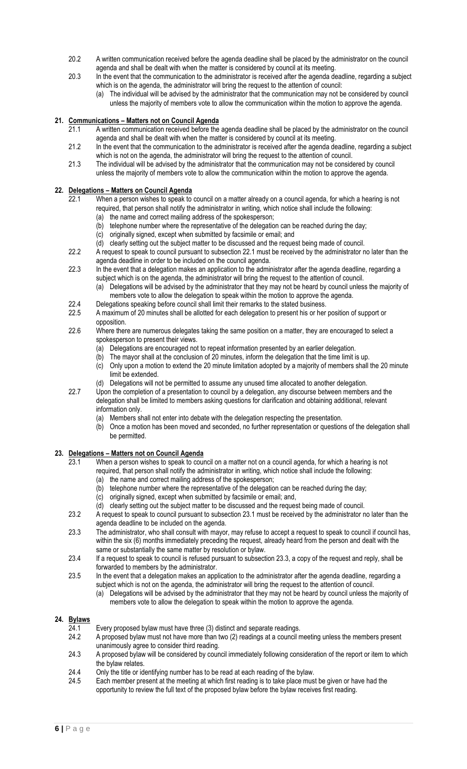20.2 A written communication received before the agenda deadline shall be placed by the administrator on the council agenda and shall be dealt with when the matter is considered by council at its meeting.

20.3 In the event that the communication to the administrator is received after the agenda deadline, regarding a subject which is on the agenda, the administrator will bring the request to the attention of council:

(a) The individual will be advised by the administrator that the communication may not be considered by council unless the majority of members vote to allow the communication within the motion to approve the agenda.

## 21. Communications – Matters not on Council Agenda

21.1 A written communication received before the agenda deadline shall be placed by the administrator on the council agenda and shall be dealt with when the matter is considered by council at its meeting.

21.2 In the event that the communication to the administrator is received after the agenda deadline, regarding a subject which is not on the agenda, the administrator will bring the request to the attention of council.

21.3 The individual will be advised by the administrator that the communication may not be considered by council unless the majority of members vote to allow the communication within the motion to approve the agenda.

## 22. Delegations – Matters on Council Agenda

22.1 When a person wishes to speak to council on a matter already on a council agenda, for which a hearing is not required, that person shall notify the administrator in writing, which notice shall include the following:

(a) the name and correct mailing address of the spokesperson;
(b) telephone number where the representative of the delegation can be reached during the day;
(c) originally signed, except when submitted by facsimile or email; and
(d) clearly setting out the subject matter to be discussed and the request being made of council.

22.2 A request to speak to council pursuant to subsection 22.1 must be received by the administrator no later than the agenda deadline in order to be included on the council agenda.

22.3 In the event that a delegation makes an application to the administrator after the agenda deadline, regarding a subject which is on the agenda, the administrator will bring the request to the attention of council.

(a) Delegations will be advised by the administrator that they may not be heard by council unless the majority of members vote to allow the delegation to speak within the motion to approve the agenda.

22.4 Delegations speaking before council shall limit their remarks to the stated business.

22.5 A maximum of 20 minutes shall be allotted for each delegation to present his or her position of support or opposition.

22.6 Where there are numerous delegates taking the same position on a matter, they are encouraged to select a spokesperson to present their views.

(a) Delegations are encouraged not to repeat information presented by an earlier delegation.
(b) The mayor shall at the conclusion of 20 minutes, inform the delegation that the time limit is up.
(c) Only upon a motion to extend the 20 minute limitation adopted by a majority of members shall the 20 minute limit be extended.
(d) Delegations will not be permitted to assume any unused time allocated to another delegation.

22.7 Upon the completion of a presentation to council by a delegation, any discourse between members and the delegation shall be limited to members asking questions for clarification and obtaining additional, relevant information only.

(a) Members shall not enter into debate with the delegation respecting the presentation.
(b) Once a motion has been moved and seconded, no further representation or questions of the delegation shall be permitted.

## 23. Delegations – Matters not on Council Agenda

23.1 When a person wishes to speak to council on a matter not on a council agenda, for which a hearing is not required, that person shall notify the administrator in writing, which notice shall include the following:

(a) the name and correct mailing address of the spokesperson;
(b) telephone number where the representative of the delegation can be reached during the day;
(c) originally signed, except when submitted by facsimile or email; and,
(d) clearly setting out the subject matter to be discussed and the request being made of council.

23.2 A request to speak to council pursuant to subsection 23.1 must be received by the administrator no later than the agenda deadline to be included on the agenda.

23.3 The administrator, who shall consult with mayor, may refuse to accept a request to speak to council if council has, within the six (6) months immediately preceding the request, already heard from the person and dealt with the same or substantially the same matter by resolution or bylaw.

23.4 If a request to speak to council is refused pursuant to subsection 23.3, a copy of the request and reply, shall be forwarded to members by the administrator.

23.5 In the event that a delegation makes an application to the administrator after the agenda deadline, regarding a subject which is not on the agenda, the administrator will bring the request to the attention of council.

(a) Delegations will be advised by the administrator that they may not be heard by council unless the majority of members vote to allow the delegation to speak within the motion to approve the agenda.

## 24. Bylaws

24.1 Every proposed bylaw must have three (3) distinct and separate readings.

24.2 A proposed bylaw must not have more than two (2) readings at a council meeting unless the members present unanimously agree to consider third reading.

24.3 A proposed bylaw will be considered by council immediately following consideration of the report or item to which the bylaw relates.

24.4 Only the title or identifying number has to be read at each reading of the bylaw.

24.5 Each member present at the meeting at which first reading is to take place must be given or have had the opportunity to review the full text of the proposed bylaw before the bylaw receives first reading.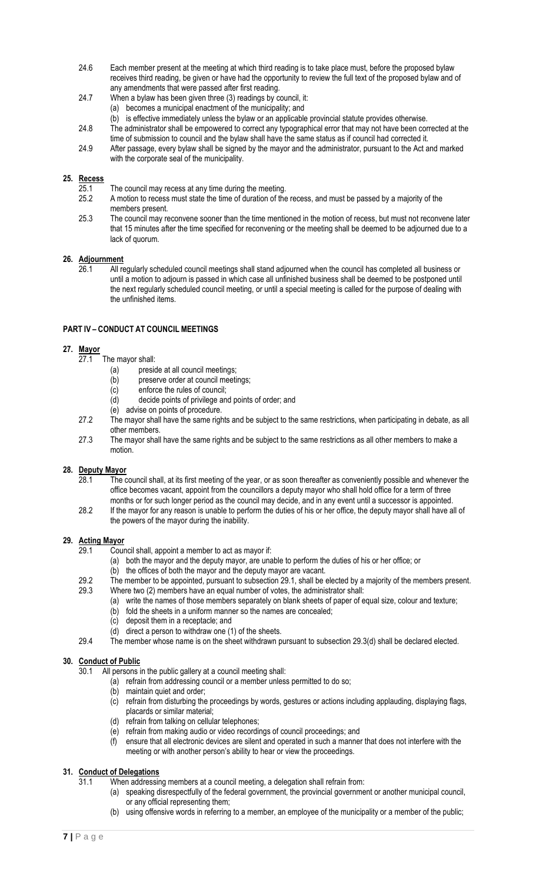24.6 Each member present at the meeting at which third reading is to take place must, before the proposed bylaw receives third reading, be given or have had the opportunity to review the full text of the proposed bylaw and of any amendments that were passed after first reading.

24.7 When a bylaw has been given three (3) readings by council, it:
  (a) becomes a municipal enactment of the municipality; and
  (b) is effective immediately unless the bylaw or an applicable provincial statute provides otherwise.

24.8 The administrator shall be empowered to correct any typographical error that may not have been corrected at the time of submission to council and the bylaw shall have the same status as if council had corrected it.

24.9 After passage, every bylaw shall be signed by the mayor and the administrator, pursuant to the Act and marked with the corporate seal of the municipality.

## 25. Recess

25.1 The council may recess at any time during the meeting.

25.2 A motion to recess must state the time of duration of the recess, and must be passed by a majority of the members present.

25.3 The council may reconvene sooner than the time mentioned in the motion of recess, but must not reconvene later that 15 minutes after the time specified for reconvening or the meeting shall be deemed to be adjourned due to a lack of quorum.

## 26. Adjournment

26.1 All regularly scheduled council meetings shall stand adjourned when the council has completed all business or until a motion to adjourn is passed in which case all unfinished business shall be deemed to be postponed until the next regularly scheduled council meeting, or until a special meeting is called for the purpose of dealing with the unfinished items.

# PART IV – CONDUCT AT COUNCIL MEETINGS

## 27. Mayor

27.1 The mayor shall:
  (a) preside at all council meetings;
  (b) preserve order at council meetings;
  (c) enforce the rules of council;
  (d) decide points of privilege and points of order; and
  (e) advise on points of procedure.

27.2 The mayor shall have the same rights and be subject to the same restrictions, when participating in debate, as all other members.

27.3 The mayor shall have the same rights and be subject to the same restrictions as all other members to make a motion.

## 28. Deputy Mayor

28.1 The council shall, at its first meeting of the year, or as soon thereafter as conveniently possible and whenever the office becomes vacant, appoint from the councillors a deputy mayor who shall hold office for a term of three months or for such longer period as the council may decide, and in any event until a successor is appointed.

28.2 If the mayor for any reason is unable to perform the duties of his or her office, the deputy mayor shall have all of the powers of the mayor during the inability.

## 29. Acting Mayor

29.1 Council shall, appoint a member to act as mayor if:
  (a) both the mayor and the deputy mayor, are unable to perform the duties of his or her office; or
  (b) the offices of both the mayor and the deputy mayor are vacant.

29.2 The member to be appointed, pursuant to subsection 29.1, shall be elected by a majority of the members present.

29.3 Where two (2) members have an equal number of votes, the administrator shall:
  (a) write the names of those members separately on blank sheets of paper of equal size, colour and texture;
  (b) fold the sheets in a uniform manner so the names are concealed;
  (c) deposit them in a receptacle; and
  (d) direct a person to withdraw one (1) of the sheets.

29.4 The member whose name is on the sheet withdrawn pursuant to subsection 29.3(d) shall be declared elected.

## 30. Conduct of Public

30.1 All persons in the public gallery at a council meeting shall:
  (a) refrain from addressing council or a member unless permitted to do so;
  (b) maintain quiet and order;
  (c) refrain from disturbing the proceedings by words, gestures or actions including applauding, displaying flags, placards or similar material;
  (d) refrain from talking on cellular telephones;
  (e) refrain from making audio or video recordings of council proceedings; and
  (f) ensure that all electronic devices are silent and operated in such a manner that does not interfere with the meeting or with another person's ability to hear or view the proceedings.

## 31. Conduct of Delegations

31.1 When addressing members at a council meeting, a delegation shall refrain from:
  (a) speaking disrespectfully of the federal government, the provincial government or another municipal council, or any official representing them;
  (b) using offensive words in referring to a member, an employee of the municipality or a member of the public;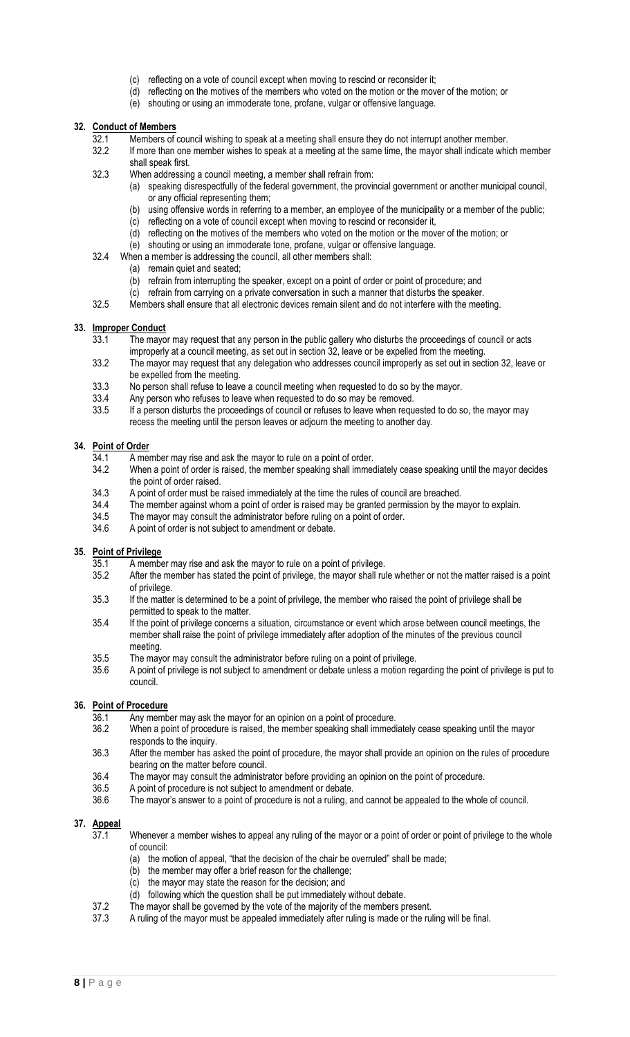- (c) reflecting on a vote of council except when moving to rescind or reconsider it;
- (d) reflecting on the motives of the members who voted on the motion or the mover of the motion; or
- (e) shouting or using an immoderate tone, profane, vulgar or offensive language.

**32. Conduct of Members**

32.1 Members of council wishing to speak at a meeting shall ensure they do not interrupt another member.

32.2 If more than one member wishes to speak at a meeting at the same time, the mayor shall indicate which member shall speak first.

32.3 When addressing a council meeting, a member shall refrain from:

- (a) speaking disrespectfully of the federal government, the provincial government or another municipal council, or any official representing them;
- (b) using offensive words in referring to a member, an employee of the municipality or a member of the public;
- (c) reflecting on a vote of council except when moving to rescind or reconsider it,
- (d) reflecting on the motives of the members who voted on the motion or the mover of the motion; or
- (e) shouting or using an immoderate tone, profane, vulgar or offensive language.

32.4 When a member is addressing the council, all other members shall:

- (a) remain quiet and seated;
- (b) refrain from interrupting the speaker, except on a point of order or point of procedure; and
- (c) refrain from carrying on a private conversation in such a manner that disturbs the speaker.

32.5 Members shall ensure that all electronic devices remain silent and do not interfere with the meeting.

**33. Improper Conduct**

33.1 The mayor may request that any person in the public gallery who disturbs the proceedings of council or acts improperly at a council meeting, as set out in section 32, leave or be expelled from the meeting.

33.2 The mayor may request that any delegation who addresses council improperly as set out in section 32, leave or be expelled from the meeting.

33.3 No person shall refuse to leave a council meeting when requested to do so by the mayor.

33.4 Any person who refuses to leave when requested to do so may be removed.

33.5 If a person disturbs the proceedings of council or refuses to leave when requested to do so, the mayor may recess the meeting until the person leaves or adjourn the meeting to another day.

**34. Point of Order**

34.1 A member may rise and ask the mayor to rule on a point of order.

34.2 When a point of order is raised, the member speaking shall immediately cease speaking until the mayor decides the point of order raised.

34.3 A point of order must be raised immediately at the time the rules of council are breached.

34.4 The member against whom a point of order is raised may be granted permission by the mayor to explain.

34.5 The mayor may consult the administrator before ruling on a point of order.

34.6 A point of order is not subject to amendment or debate.

**35. Point of Privilege**

35.1 A member may rise and ask the mayor to rule on a point of privilege.

35.2 After the member has stated the point of privilege, the mayor shall rule whether or not the matter raised is a point of privilege.

35.3 If the matter is determined to be a point of privilege, the member who raised the point of privilege shall be permitted to speak to the matter.

35.4 If the point of privilege concerns a situation, circumstance or event which arose between council meetings, the member shall raise the point of privilege immediately after adoption of the minutes of the previous council meeting.

35.5 The mayor may consult the administrator before ruling on a point of privilege.

35.6 A point of privilege is not subject to amendment or debate unless a motion regarding the point of privilege is put to council.

**36. Point of Procedure**

36.1 Any member may ask the mayor for an opinion on a point of procedure.

36.2 When a point of procedure is raised, the member speaking shall immediately cease speaking until the mayor responds to the inquiry.

36.3 After the member has asked the point of procedure, the mayor shall provide an opinion on the rules of procedure bearing on the matter before council.

36.4 The mayor may consult the administrator before providing an opinion on the point of procedure.

36.5 A point of procedure is not subject to amendment or debate.

36.6 The mayor's answer to a point of procedure is not a ruling, and cannot be appealed to the whole of council.

**37. Appeal**

37.1 Whenever a member wishes to appeal any ruling of the mayor or a point of order or point of privilege to the whole of council:

- (a) the motion of appeal, "that the decision of the chair be overruled" shall be made;
- (b) the member may offer a brief reason for the challenge;
- (c) the mayor may state the reason for the decision; and
- (d) following which the question shall be put immediately without debate.

37.2 The mayor shall be governed by the vote of the majority of the members present.

37.3 A ruling of the mayor must be appealed immediately after ruling is made or the ruling will be final.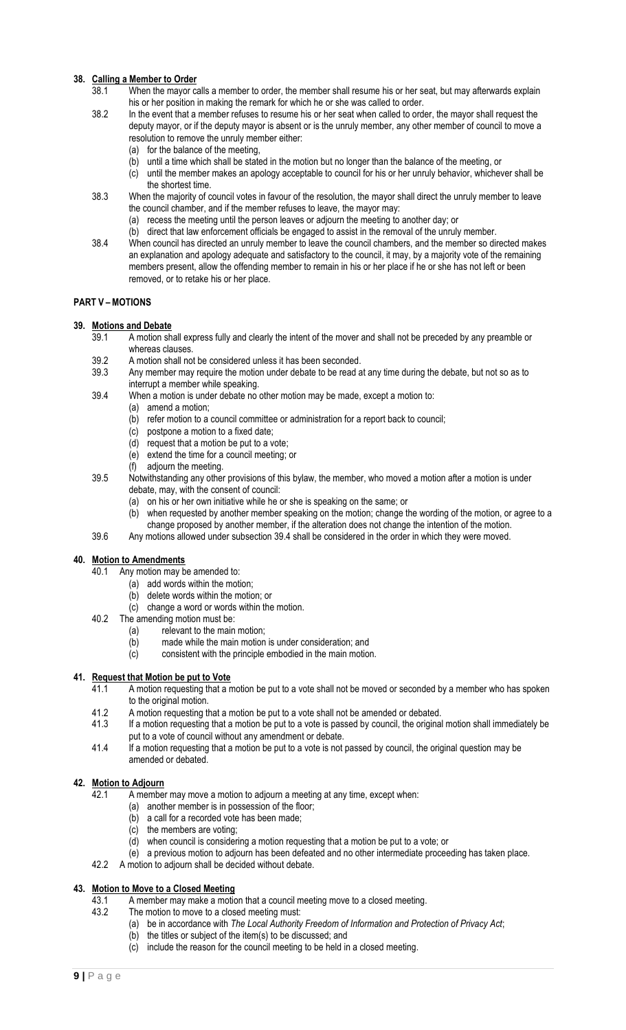**38. Calling a Member to Order**

38.1 When the mayor calls a member to order, the member shall resume his or her seat, but may afterwards explain his or her position in making the remark for which he or she was called to order.

38.2 In the event that a member refuses to resume his or her seat when called to order, the mayor shall request the deputy mayor, or if the deputy mayor is absent or is the unruly member, any other member of council to move a resolution to remove the unruly member either:
- (a) for the balance of the meeting,
- (b) until a time which shall be stated in the motion but no longer than the balance of the meeting, or
- (c) until the member makes an apology acceptable to council for his or her unruly behavior, whichever shall be the shortest time.

38.3 When the majority of council votes in favour of the resolution, the mayor shall direct the unruly member to leave the council chamber, and if the member refuses to leave, the mayor may:
- (a) recess the meeting until the person leaves or adjourn the meeting to another day; or
- (b) direct that law enforcement officials be engaged to assist in the removal of the unruly member.

38.4 When council has directed an unruly member to leave the council chambers, and the member so directed makes an explanation and apology adequate and satisfactory to the council, it may, by a majority vote of the remaining members present, allow the offending member to remain in his or her place if he or she has not left or been removed, or to retake his or her place.

**PART V – MOTIONS**

**39. Motions and Debate**

39.1 A motion shall express fully and clearly the intent of the mover and shall not be preceded by any preamble or whereas clauses.

39.2 A motion shall not be considered unless it has been seconded.

39.3 Any member may require the motion under debate to be read at any time during the debate, but not so as to interrupt a member while speaking.

39.4 When a motion is under debate no other motion may be made, except a motion to:
- (a) amend a motion;
- (b) refer motion to a council committee or administration for a report back to council;
- (c) postpone a motion to a fixed date;
- (d) request that a motion be put to a vote;
- (e) extend the time for a council meeting; or
- (f) adjourn the meeting.

39.5 Notwithstanding any other provisions of this bylaw, the member, who moved a motion after a motion is under debate, may, with the consent of council:
- (a) on his or her own initiative while he or she is speaking on the same; or
- (b) when requested by another member speaking on the motion; change the wording of the motion, or agree to a change proposed by another member, if the alteration does not change the intention of the motion.

39.6 Any motions allowed under subsection 39.4 shall be considered in the order in which they were moved.

**40. Motion to Amendments**

40.1 Any motion may be amended to:
- (a) add words within the motion;
- (b) delete words within the motion; or
- (c) change a word or words within the motion.

40.2 The amending motion must be:
- (a) relevant to the main motion;
- (b) made while the main motion is under consideration; and
- (c) consistent with the principle embodied in the main motion.

**41. Request that Motion be put to Vote**

41.1 A motion requesting that a motion be put to a vote shall not be moved or seconded by a member who has spoken to the original motion.

41.2 A motion requesting that a motion be put to a vote shall not be amended or debated.

41.3 If a motion requesting that a motion be put to a vote is passed by council, the original motion shall immediately be put to a vote of council without any amendment or debate.

41.4 If a motion requesting that a motion be put to a vote is not passed by council, the original question may be amended or debated.

**42. Motion to Adjourn**

42.1 A member may move a motion to adjourn a meeting at any time, except when:
- (a) another member is in possession of the floor;
- (b) a call for a recorded vote has been made;
- (c) the members are voting;
- (d) when council is considering a motion requesting that a motion be put to a vote; or
- (e) a previous motion to adjourn has been defeated and no other intermediate proceeding has taken place.

42.2 A motion to adjourn shall be decided without debate.

**43. Motion to Move to a Closed Meeting**

43.1 A member may make a motion that a council meeting move to a closed meeting.

43.2 The motion to move to a closed meeting must:
- (a) be in accordance with *The Local Authority Freedom of Information and Protection of Privacy Act*;
- (b) the titles or subject of the item(s) to be discussed; and
- (c) include the reason for the council meeting to be held in a closed meeting.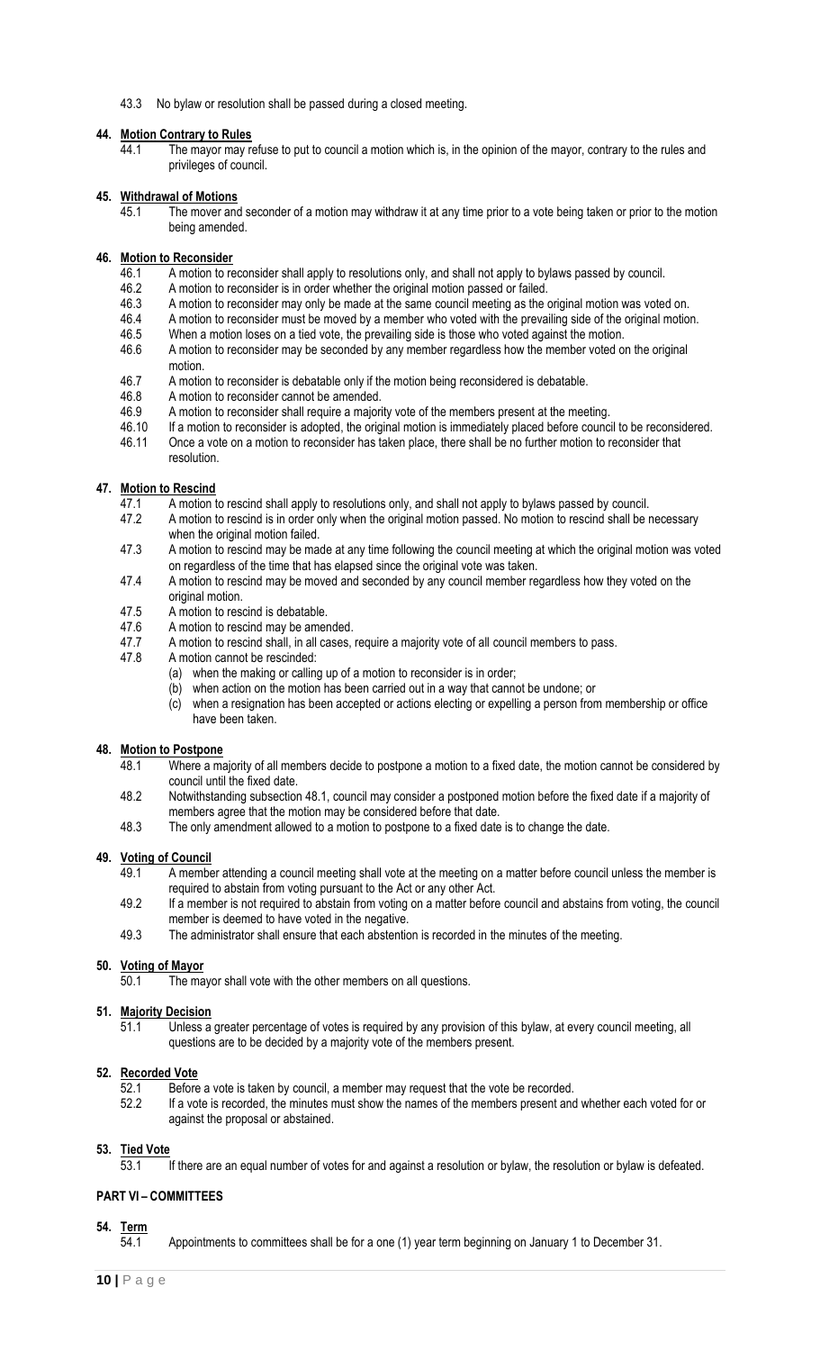43.3 No bylaw or resolution shall be passed during a closed meeting.

**44. Motion Contrary to Rules**

44.1 The mayor may refuse to put to council a motion which is, in the opinion of the mayor, contrary to the rules and privileges of council.

**45. Withdrawal of Motions**

45.1 The mover and seconder of a motion may withdraw it at any time prior to a vote being taken or prior to the motion being amended.

**46. Motion to Reconsider**

46.1 A motion to reconsider shall apply to resolutions only, and shall not apply to bylaws passed by council.

46.2 A motion to reconsider is in order whether the original motion passed or failed.

46.3 A motion to reconsider may only be made at the same council meeting as the original motion was voted on.

46.4 A motion to reconsider must be moved by a member who voted with the prevailing side of the original motion.

46.5 When a motion loses on a tied vote, the prevailing side is those who voted against the motion.

46.6 A motion to reconsider may be seconded by any member regardless how the member voted on the original motion.

46.7 A motion to reconsider is debatable only if the motion being reconsidered is debatable.

46.8 A motion to reconsider cannot be amended.

46.9 A motion to reconsider shall require a majority vote of the members present at the meeting.

46.10 If a motion to reconsider is adopted, the original motion is immediately placed before council to be reconsidered.

46.11 Once a vote on a motion to reconsider has taken place, there shall be no further motion to reconsider that resolution.

**47. Motion to Rescind**

47.1 A motion to rescind shall apply to resolutions only, and shall not apply to bylaws passed by council.

47.2 A motion to rescind is in order only when the original motion passed. No motion to rescind shall be necessary when the original motion failed.

47.3 A motion to rescind may be made at any time following the council meeting at which the original motion was voted on regardless of the time that has elapsed since the original vote was taken.

47.4 A motion to rescind may be moved and seconded by any council member regardless how they voted on the original motion.

47.5 A motion to rescind is debatable.

47.6 A motion to rescind may be amended.

47.7 A motion to rescind shall, in all cases, require a majority vote of all council members to pass.

47.8 A motion cannot be rescinded:

(a) when the making or calling up of a motion to reconsider is in order;

(b) when action on the motion has been carried out in a way that cannot be undone; or

(c) when a resignation has been accepted or actions electing or expelling a person from membership or office have been taken.

**48. Motion to Postpone**

48.1 Where a majority of all members decide to postpone a motion to a fixed date, the motion cannot be considered by council until the fixed date.

48.2 Notwithstanding subsection 48.1, council may consider a postponed motion before the fixed date if a majority of members agree that the motion may be considered before that date.

48.3 The only amendment allowed to a motion to postpone to a fixed date is to change the date.

**49. Voting of Council**

49.1 A member attending a council meeting shall vote at the meeting on a matter before council unless the member is required to abstain from voting pursuant to the Act or any other Act.

49.2 If a member is not required to abstain from voting on a matter before council and abstains from voting, the council member is deemed to have voted in the negative.

49.3 The administrator shall ensure that each abstention is recorded in the minutes of the meeting.

**50. Voting of Mayor**

50.1 The mayor shall vote with the other members on all questions.

**51. Majority Decision**

51.1 Unless a greater percentage of votes is required by any provision of this bylaw, at every council meeting, all questions are to be decided by a majority vote of the members present.

**52. Recorded Vote**

52.1 Before a vote is taken by council, a member may request that the vote be recorded.

52.2 If a vote is recorded, the minutes must show the names of the members present and whether each voted for or against the proposal or abstained.

**53. Tied Vote**

53.1 If there are an equal number of votes for and against a resolution or bylaw, the resolution or bylaw is defeated.

**PART VI – COMMITTEES**

**54. Term**

54.1 Appointments to committees shall be for a one (1) year term beginning on January 1 to December 31.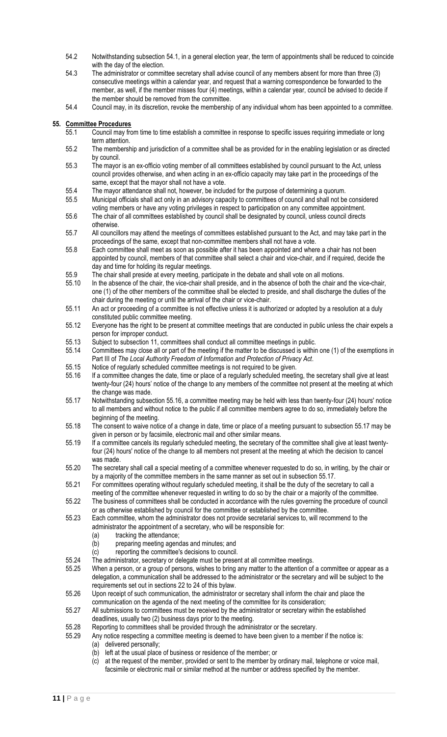54.2 Notwithstanding subsection 54.1, in a general election year, the term of appointments shall be reduced to coincide with the day of the election.

54.3 The administrator or committee secretary shall advise council of any members absent for more than three (3) consecutive meetings within a calendar year, and request that a warning correspondence be forwarded to the member, as well, if the member misses four (4) meetings, within a calendar year, council be advised to decide if the member should be removed from the committee.

54.4 Council may, in its discretion, revoke the membership of any individual whom has been appointed to a committee.

**55. Committee Procedures**

55.1 Council may from time to time establish a committee in response to specific issues requiring immediate or long term attention.

55.2 The membership and jurisdiction of a committee shall be as provided for in the enabling legislation or as directed by council.

55.3 The mayor is an ex-officio voting member of all committees established by council pursuant to the Act, unless council provides otherwise, and when acting in an ex-officio capacity may take part in the proceedings of the same, except that the mayor shall not have a vote.

55.4 The mayor attendance shall not, however, be included for the purpose of determining a quorum.

55.5 Municipal officials shall act only in an advisory capacity to committees of council and shall not be considered voting members or have any voting privileges in respect to participation on any committee appointment.

55.6 The chair of all committees established by council shall be designated by council, unless council directs otherwise.

55.7 All councillors may attend the meetings of committees established pursuant to the Act, and may take part in the proceedings of the same, except that non-committee members shall not have a vote.

55.8 Each committee shall meet as soon as possible after it has been appointed and where a chair has not been appointed by council, members of that committee shall select a chair and vice-chair, and if required, decide the day and time for holding its regular meetings.

55.9 The chair shall preside at every meeting, participate in the debate and shall vote on all motions.

55.10 In the absence of the chair, the vice-chair shall preside, and in the absence of both the chair and the vice-chair, one (1) of the other members of the committee shall be elected to preside, and shall discharge the duties of the chair during the meeting or until the arrival of the chair or vice-chair.

55.11 An act or proceeding of a committee is not effective unless it is authorized or adopted by a resolution at a duly constituted public committee meeting.

55.12 Everyone has the right to be present at committee meetings that are conducted in public unless the chair expels a person for improper conduct.

55.13 Subject to subsection 11, committees shall conduct all committee meetings in public.

55.14 Committees may close all or part of the meeting if the matter to be discussed is within one (1) of the exemptions in Part III of *The Local Authority Freedom of Information and Protection of Privacy Act*.

55.15 Notice of regularly scheduled committee meetings is not required to be given.

55.16 If a committee changes the date, time or place of a regularly scheduled meeting, the secretary shall give at least twenty-four (24) hours' notice of the change to any members of the committee not present at the meeting at which the change was made.

55.17 Notwithstanding subsection 55.16, a committee meeting may be held with less than twenty-four (24) hours' notice to all members and without notice to the public if all committee members agree to do so, immediately before the beginning of the meeting.

55.18 The consent to waive notice of a change in date, time or place of a meeting pursuant to subsection 55.17 may be given in person or by facsimile, electronic mail and other similar means.

55.19 If a committee cancels its regularly scheduled meeting, the secretary of the committee shall give at least twenty-four (24) hours' notice of the change to all members not present at the meeting at which the decision to cancel was made.

55.20 The secretary shall call a special meeting of a committee whenever requested to do so, in writing, by the chair or by a majority of the committee members in the same manner as set out in subsection 55.17.

55.21 For committees operating without regularly scheduled meeting, it shall be the duty of the secretary to call a meeting of the committee whenever requested in writing to do so by the chair or a majority of the committee.

55.22 The business of committees shall be conducted in accordance with the rules governing the procedure of council or as otherwise established by council for the committee or established by the committee.

55.23 Each committee, whom the administrator does not provide secretarial services to, will recommend to the administrator the appointment of a secretary, who will be responsible for:

(a) tracking the attendance;
(b) preparing meeting agendas and minutes; and
(c) reporting the committee's decisions to council.

55.24 The administrator, secretary or delegate must be present at all committee meetings.

55.25 When a person, or a group of persons, wishes to bring any matter to the attention of a committee or appear as a delegation, a communication shall be addressed to the administrator or the secretary and will be subject to the requirements set out in sections 22 to 24 of this bylaw.

55.26 Upon receipt of such communication, the administrator or secretary shall inform the chair and place the communication on the agenda of the next meeting of the committee for its consideration;

55.27 All submissions to committees must be received by the administrator or secretary within the established deadlines, usually two (2) business days prior to the meeting.

55.28 Reporting to committees shall be provided through the administrator or the secretary.

55.29 Any notice respecting a committee meeting is deemed to have been given to a member if the notice is:

(a) delivered personally;
(b) left at the usual place of business or residence of the member; or
(c) at the request of the member, provided or sent to the member by ordinary mail, telephone or voice mail, facsimile or electronic mail or similar method at the number or address specified by the member.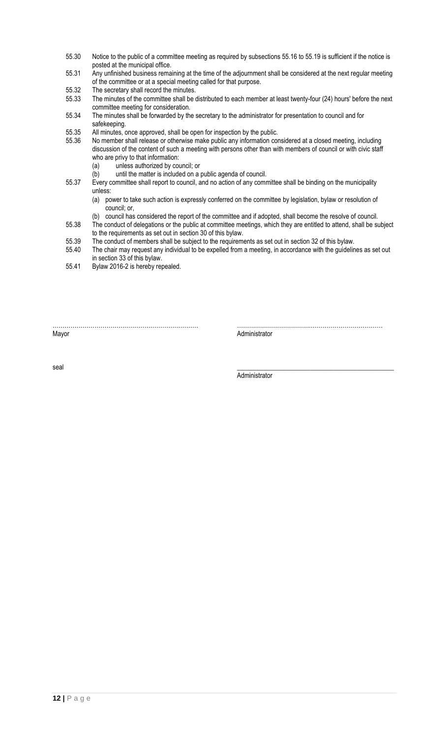55.30 Notice to the public of a committee meeting as required by subsections 55.16 to 55.19 is sufficient if the notice is posted at the municipal office.

55.31 Any unfinished business remaining at the time of the adjournment shall be considered at the next regular meeting of the committee or at a special meeting called for that purpose.

55.32 The secretary shall record the minutes.

55.33 The minutes of the committee shall be distributed to each member at least twenty-four (24) hours' before the next committee meeting for consideration.

55.34 The minutes shall be forwarded by the secretary to the administrator for presentation to council and for safekeeping.

55.35 All minutes, once approved, shall be open for inspection by the public.

55.36 No member shall release or otherwise make public any information considered at a closed meeting, including discussion of the content of such a meeting with persons other than with members of council or with civic staff who are privy to that information:

(a) unless authorized by council; or

(b) until the matter is included on a public agenda of council.

55.37 Every committee shall report to council, and no action of any committee shall be binding on the municipality unless:

(a) power to take such action is expressly conferred on the committee by legislation, bylaw or resolution of council; or,

(b) council has considered the report of the committee and if adopted, shall become the resolve of council.

55.38 The conduct of delegations or the public at committee meetings, which they are entitled to attend, shall be subject to the requirements as set out in section 30 of this bylaw.

55.39 The conduct of members shall be subject to the requirements as set out in section 32 of this bylaw.

55.40 The chair may request any individual to be expelled from a meeting, in accordance with the guidelines as set out in section 33 of this bylaw.

55.41 Bylaw 2016-2 is hereby repealed.

………………………………………………………………
Mayor

………………………………………………………………
Administrator

seal

\_\_\_\_\_\_\_\_\_\_\_\_\_\_\_\_\_\_\_\_\_\_\_\_\_\_\_\_\_\_\_\_\_\_\_\_\_\_\_\_\_\_\_\_
Administrator